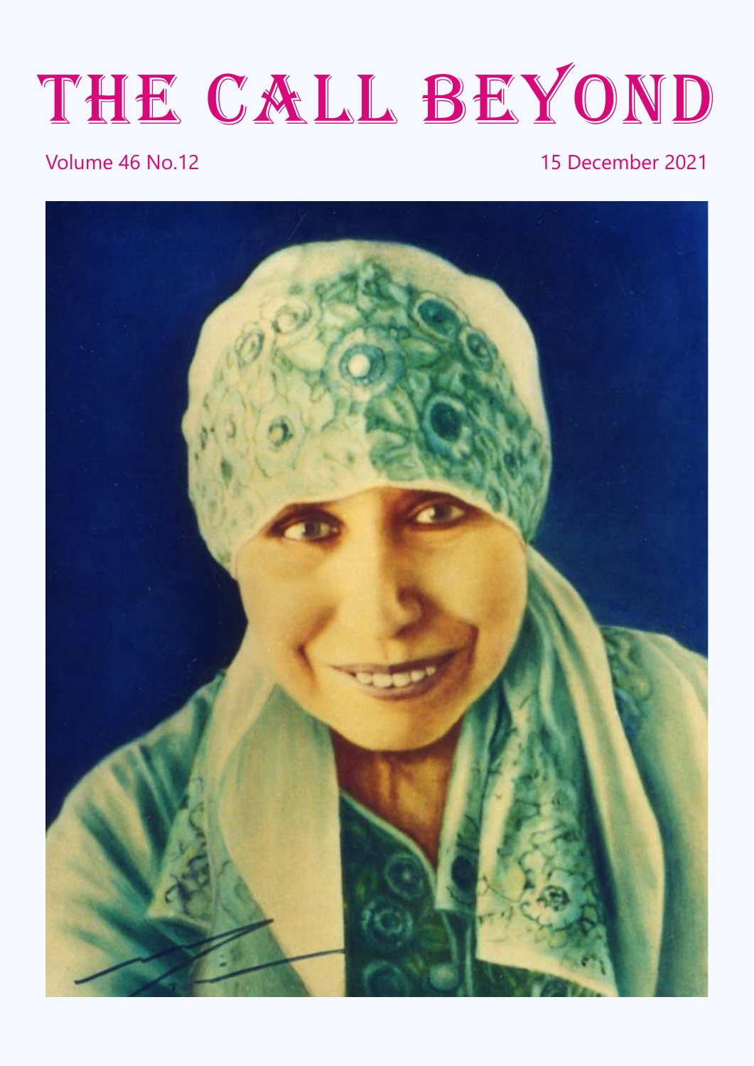# THE CALL BEYOND

Volume 46 No.12

15 December 2021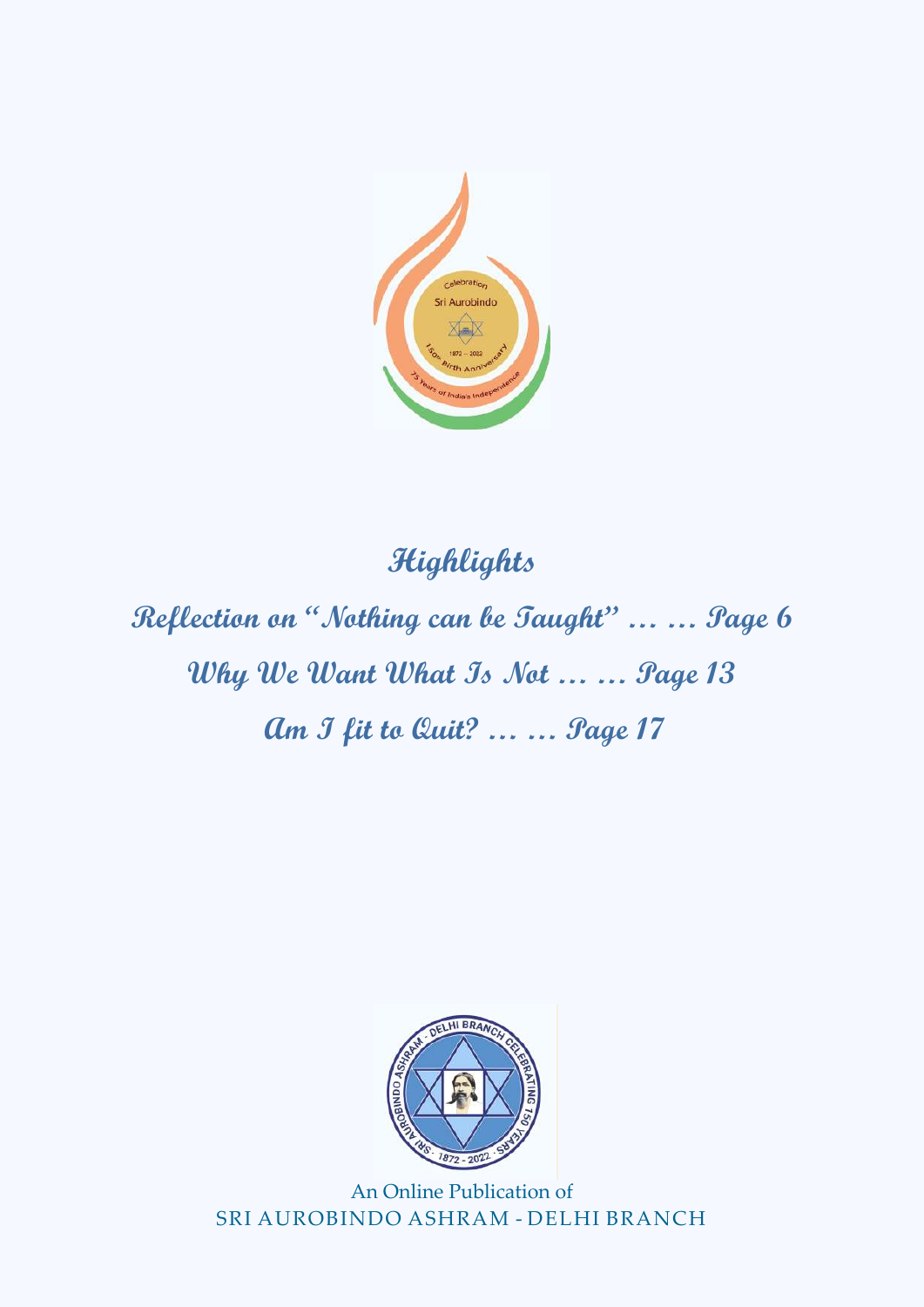## Highlights

**Reflection on "Nothing can be Taught" … … Page 6**

**Why We Want What Is Not … … Page 13**

**Am I fit to Quit? … … Page 17**

An Online Publication of
SRI AUROBINDO ASHRAM - DELHI BRANCH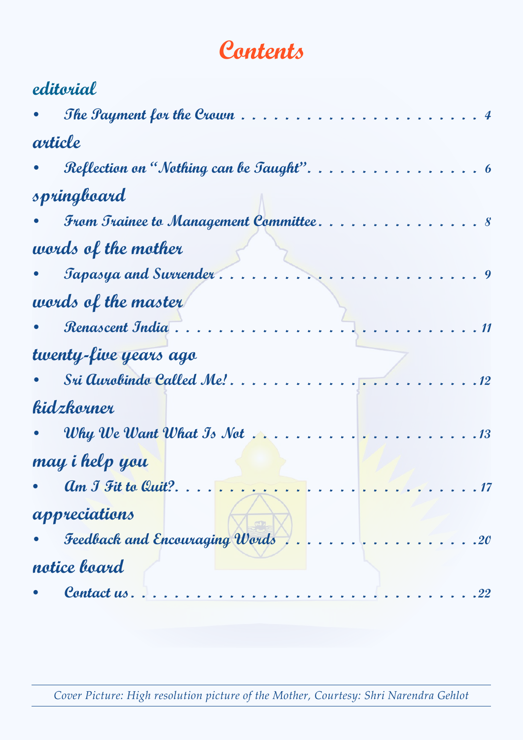# Contents

## editorial

- The Payment for the Crown . . . . . . . . . . . . . . . . . . . . . . . . . . 4

## article

- Reflection on "Nothing can be Taught" . . . . . . . . . . . . . . . . . . 6

## springboard

- From Trainee to Management Committee . . . . . . . . . . . . . . . . 8

## words of the mother

- Tapasya and Surrender . . . . . . . . . . . . . . . . . . . . . . . . . . . . 9

## words of the master

- Renascent India . . . . . . . . . . . . . . . . . . . . . . . . . . . . . . . 11

## twenty-five years ago

- Sri Aurobindo Called Me! . . . . . . . . . . . . . . . . . . . . . . . . . 12

## kidzkorner

- Why We Want What Is Not . . . . . . . . . . . . . . . . . . . . . . . . 13

## may i help you

- Am I Fit to Quit? . . . . . . . . . . . . . . . . . . . . . . . . . . . . . . 17

## appreciations

- Feedback and Encouraging Words . . . . . . . . . . . . . . . . . . . . 20

## notice board

- Contact us . . . . . . . . . . . . . . . . . . . . . . . . . . . . . . . . . . 22

*Cover Picture: High resolution picture of the Mother, Courtesy: Shri Narendra Gehlot*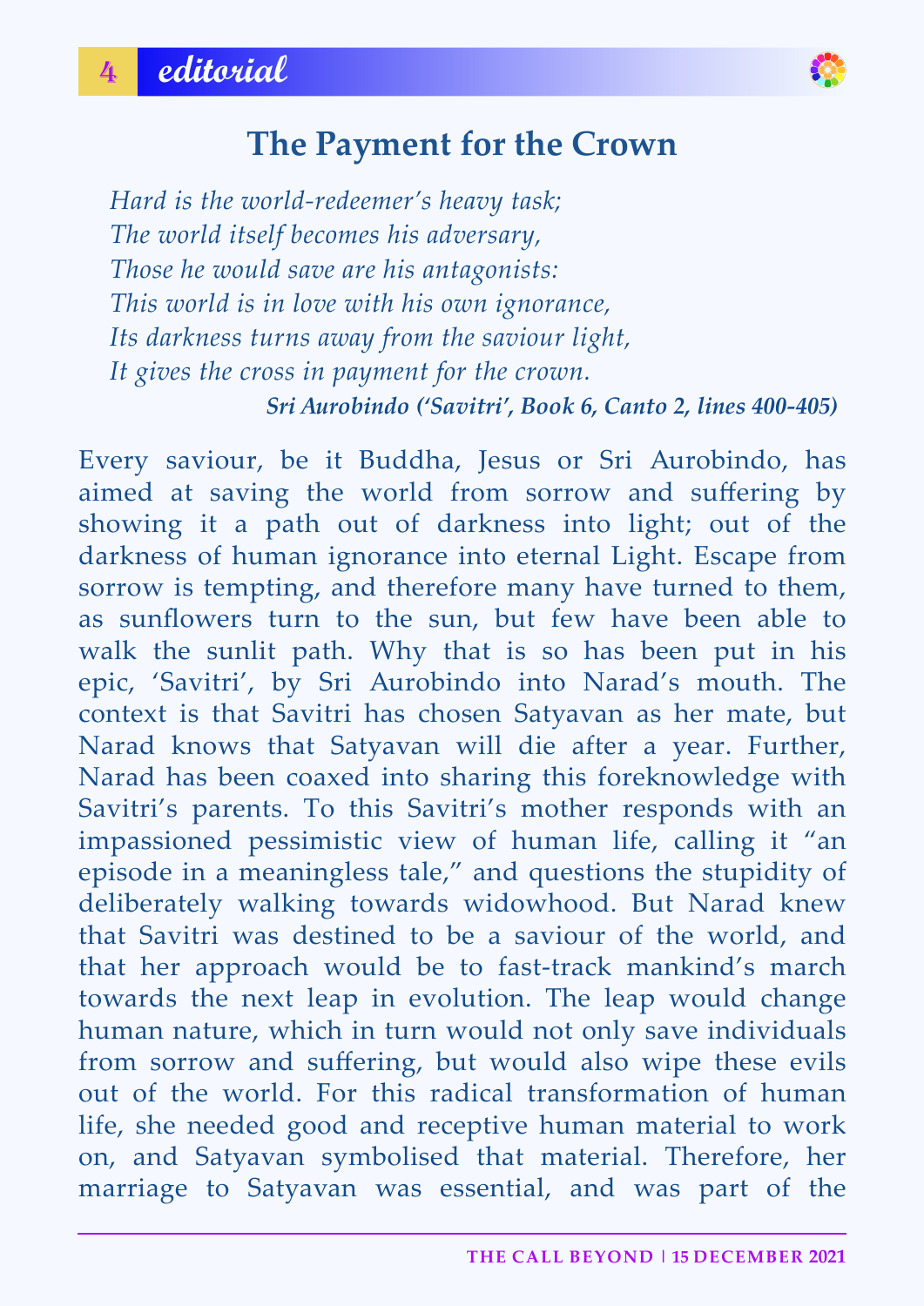# The Payment for the Crown

*Hard is the world-redeemer's heavy task;*
*The world itself becomes his adversary,*
*Those he would save are his antagonists:*
*This world is in love with his own ignorance,*
*Its darkness turns away from the saviour light,*
*It gives the cross in payment for the crown.*

***Sri Aurobindo ('Savitri', Book 6, Canto 2, lines 400-405)***

Every saviour, be it Buddha, Jesus or Sri Aurobindo, has aimed at saving the world from sorrow and suffering by showing it a path out of darkness into light; out of the darkness of human ignorance into eternal Light. Escape from sorrow is tempting, and therefore many have turned to them, as sunflowers turn to the sun, but few have been able to walk the sunlit path. Why that is so has been put in his epic, 'Savitri', by Sri Aurobindo into Narad's mouth. The context is that Savitri has chosen Satyavan as her mate, but Narad knows that Satyavan will die after a year. Further, Narad has been coaxed into sharing this foreknowledge with Savitri's parents. To this Savitri's mother responds with an impassioned pessimistic view of human life, calling it "an episode in a meaningless tale," and questions the stupidity of deliberately walking towards widowhood. But Narad knew that Savitri was destined to be a saviour of the world, and that her approach would be to fast-track mankind's march towards the next leap in evolution. The leap would change human nature, which in turn would not only save individuals from sorrow and suffering, but would also wipe these evils out of the world. For this radical transformation of human life, she needed good and receptive human material to work on, and Satyavan symbolised that material. Therefore, her marriage to Satyavan was essential, and was part of the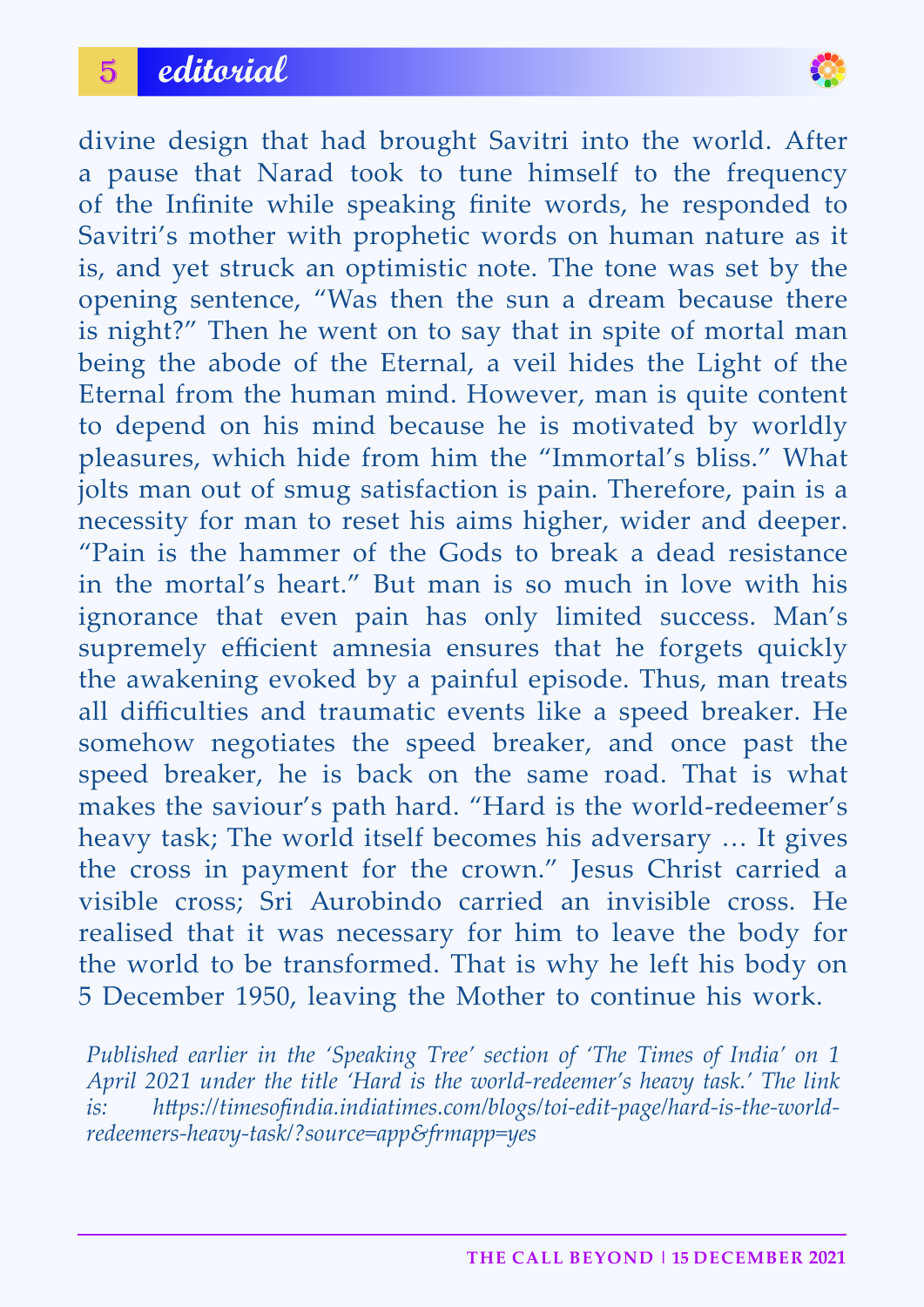divine design that had brought Savitri into the world. After a pause that Narad took to tune himself to the frequency of the Infinite while speaking finite words, he responded to Savitri's mother with prophetic words on human nature as it is, and yet struck an optimistic note. The tone was set by the opening sentence, "Was then the sun a dream because there is night?" Then he went on to say that in spite of mortal man being the abode of the Eternal, a veil hides the Light of the Eternal from the human mind. However, man is quite content to depend on his mind because he is motivated by worldly pleasures, which hide from him the "Immortal's bliss." What jolts man out of smug satisfaction is pain. Therefore, pain is a necessity for man to reset his aims higher, wider and deeper. "Pain is the hammer of the Gods to break a dead resistance in the mortal's heart." But man is so much in love with his ignorance that even pain has only limited success. Man's supremely efficient amnesia ensures that he forgets quickly the awakening evoked by a painful episode. Thus, man treats all difficulties and traumatic events like a speed breaker. He somehow negotiates the speed breaker, and once past the speed breaker, he is back on the same road. That is what makes the saviour's path hard. "Hard is the world-redeemer's heavy task; The world itself becomes his adversary … It gives the cross in payment for the crown." Jesus Christ carried a visible cross; Sri Aurobindo carried an invisible cross. He realised that it was necessary for him to leave the body for the world to be transformed. That is why he left his body on 5 December 1950, leaving the Mother to continue his work.

*Published earlier in the 'Speaking Tree' section of 'The Times of India' on 1 April 2021 under the title 'Hard is the world-redeemer's heavy task.' The link is: https://timesofindia.indiatimes.com/blogs/toi-edit-page/hard-is-the-world-redeemers-heavy-task/?source=app&frmapp=yes*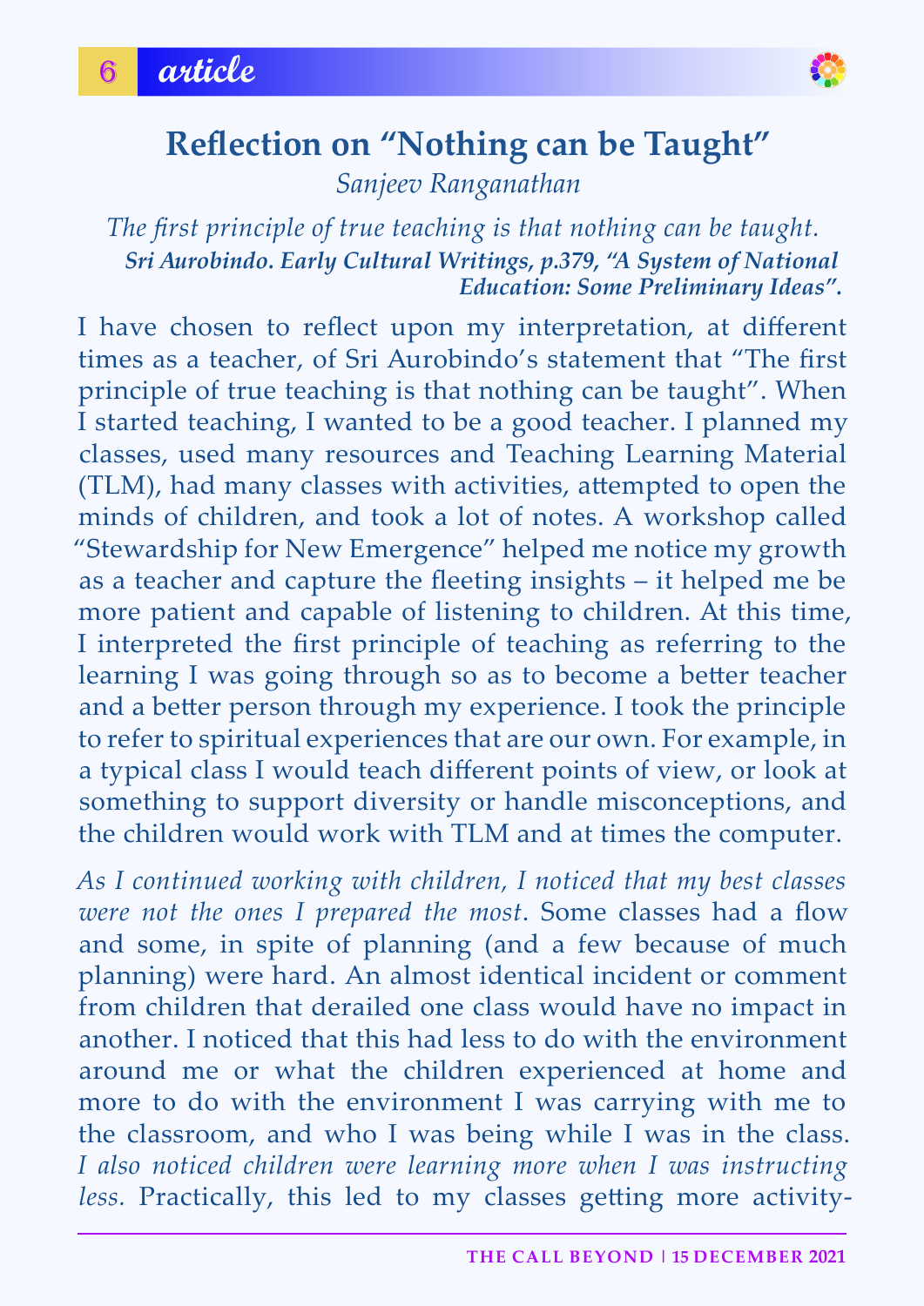# Reflection on "Nothing can be Taught"

*Sanjeev Ranganathan*

*The first principle of true teaching is that nothing can be taught.*
***Sri Aurobindo. Early Cultural Writings, p.379, "A System of National Education: Some Preliminary Ideas".***

I have chosen to reflect upon my interpretation, at different times as a teacher, of Sri Aurobindo's statement that "The first principle of true teaching is that nothing can be taught". When I started teaching, I wanted to be a good teacher. I planned my classes, used many resources and Teaching Learning Material (TLM), had many classes with activities, attempted to open the minds of children, and took a lot of notes. A workshop called "Stewardship for New Emergence" helped me notice my growth as a teacher and capture the fleeting insights – it helped me be more patient and capable of listening to children. At this time, I interpreted the first principle of teaching as referring to the learning I was going through so as to become a better teacher and a better person through my experience. I took the principle to refer to spiritual experiences that are our own. For example, in a typical class I would teach different points of view, or look at something to support diversity or handle misconceptions, and the children would work with TLM and at times the computer.

*As I continued working with children, I noticed that my best classes were not the ones I prepared the most*. Some classes had a flow and some, in spite of planning (and a few because of much planning) were hard. An almost identical incident or comment from children that derailed one class would have no impact in another. I noticed that this had less to do with the environment around me or what the children experienced at home and more to do with the environment I was carrying with me to the classroom, and who I was being while I was in the class. *I also noticed children were learning more when I was instructing less*. Practically, this led to my classes getting more activity-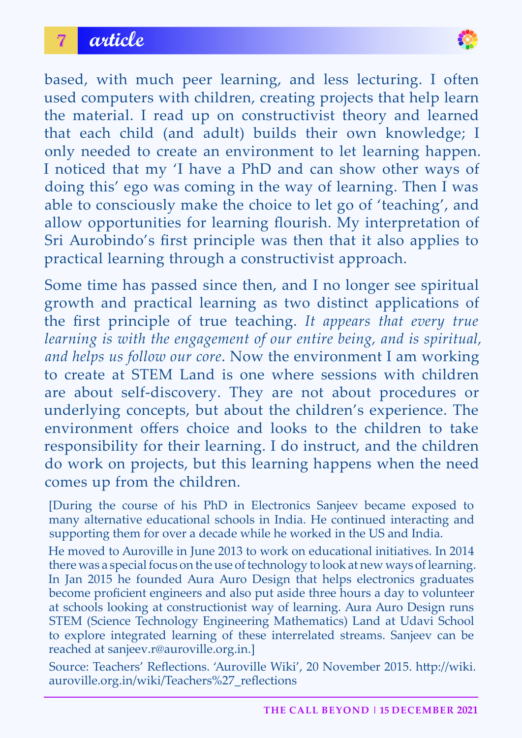based, with much peer learning, and less lecturing. I often used computers with children, creating projects that help learn the material. I read up on constructivist theory and learned that each child (and adult) builds their own knowledge; I only needed to create an environment to let learning happen. I noticed that my 'I have a PhD and can show other ways of doing this' ego was coming in the way of learning. Then I was able to consciously make the choice to let go of 'teaching', and allow opportunities for learning flourish. My interpretation of Sri Aurobindo's first principle was then that it also applies to practical learning through a constructivist approach.

Some time has passed since then, and I no longer see spiritual growth and practical learning as two distinct applications of the first principle of true teaching. *It appears that every true learning is with the engagement of our entire being, and is spiritual, and helps us follow our core*. Now the environment I am working to create at STEM Land is one where sessions with children are about self-discovery. They are not about procedures or underlying concepts, but about the children's experience. The environment offers choice and looks to the children to take responsibility for their learning. I do instruct, and the children do work on projects, but this learning happens when the need comes up from the children.

[During the course of his PhD in Electronics Sanjeev became exposed to many alternative educational schools in India. He continued interacting and supporting them for over a decade while he worked in the US and India.

He moved to Auroville in June 2013 to work on educational initiatives. In 2014 there was a special focus on the use of technology to look at new ways of learning. In Jan 2015 he founded Aura Auro Design that helps electronics graduates become proficient engineers and also put aside three hours a day to volunteer at schools looking at constructionist way of learning. Aura Auro Design runs STEM (Science Technology Engineering Mathematics) Land at Udavi School to explore integrated learning of these interrelated streams. Sanjeev can be reached at sanjeev.r@auroville.org.in.]

Source: Teachers' Reflections. 'Auroville Wiki', 20 November 2015. http://wiki.auroville.org.in/wiki/Teachers%27_reflections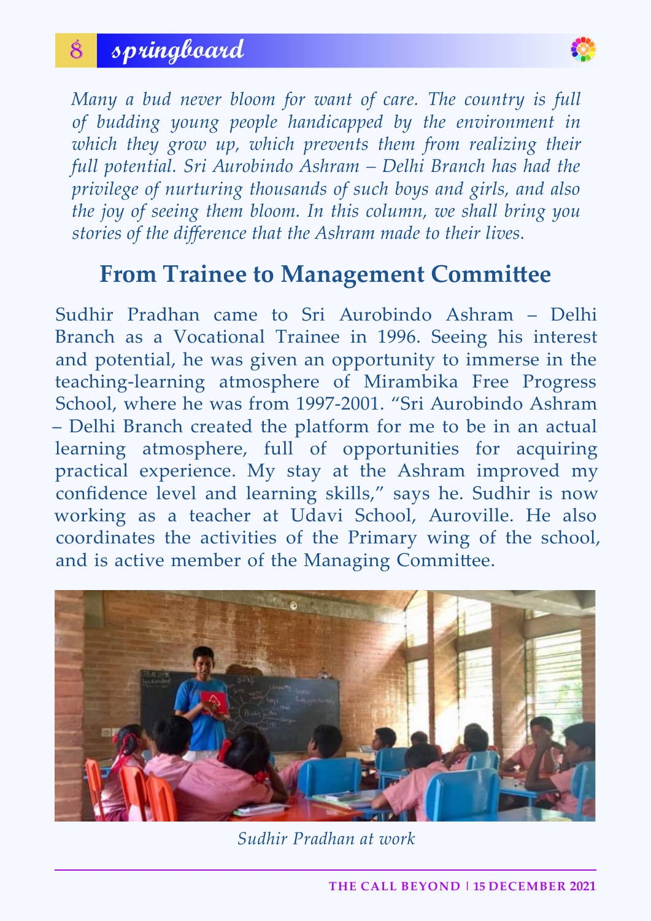*Many a bud never bloom for want of care. The country is full of budding young people handicapped by the environment in which they grow up, which prevents them from realizing their full potential. Sri Aurobindo Ashram – Delhi Branch has had the privilege of nurturing thousands of such boys and girls, and also the joy of seeing them bloom. In this column, we shall bring you stories of the difference that the Ashram made to their lives.*

## From Trainee to Management Committee

Sudhir Pradhan came to Sri Aurobindo Ashram – Delhi Branch as a Vocational Trainee in 1996. Seeing his interest and potential, he was given an opportunity to immerse in the teaching-learning atmosphere of Mirambika Free Progress School, where he was from 1997-2001. "Sri Aurobindo Ashram – Delhi Branch created the platform for me to be in an actual learning atmosphere, full of opportunities for acquiring practical experience. My stay at the Ashram improved my confidence level and learning skills," says he. Sudhir is now working as a teacher at Udavi School, Auroville. He also coordinates the activities of the Primary wing of the school, and is active member of the Managing Committee.

*Sudhir Pradhan at work*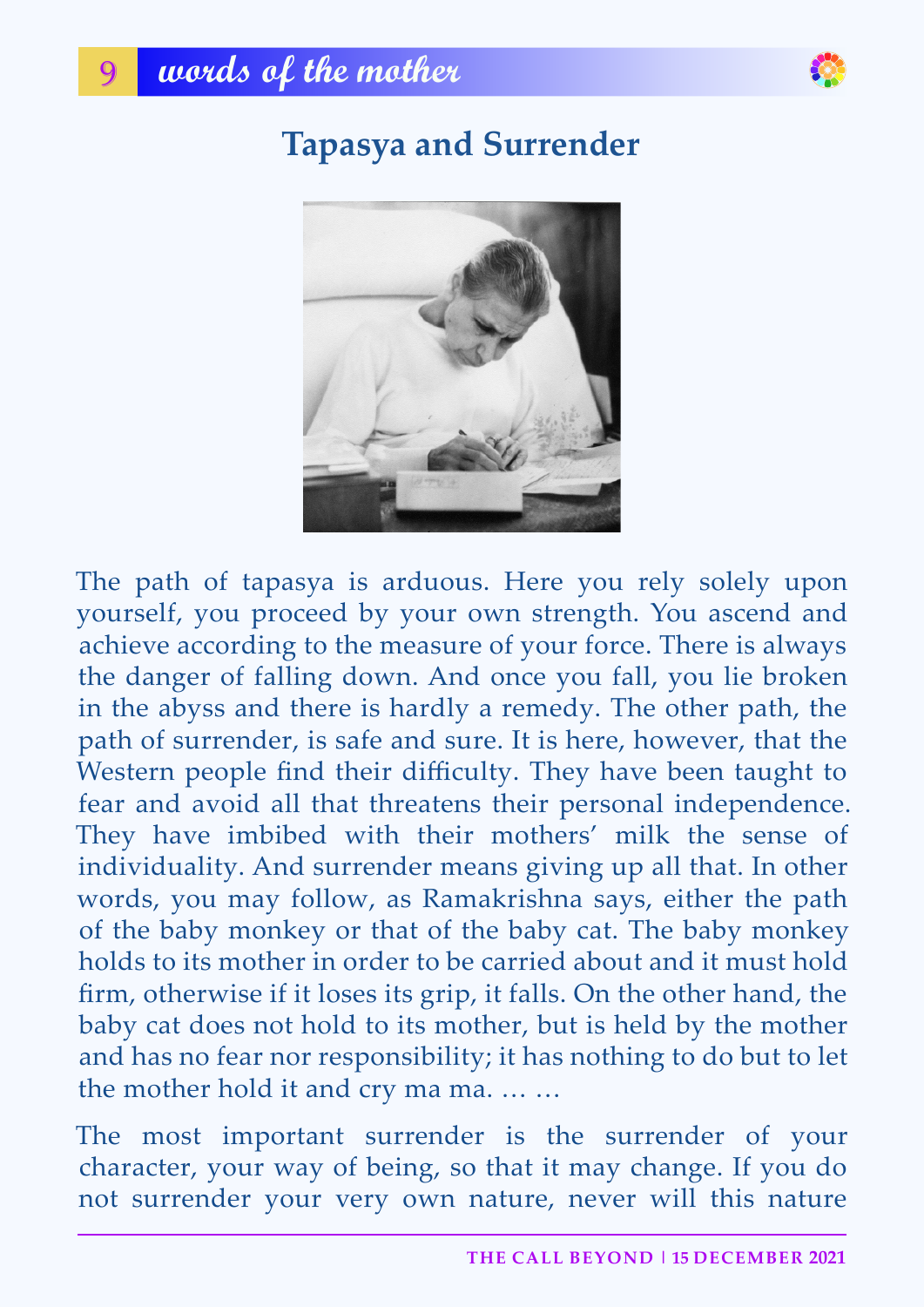# Tapasya and Surrender

The path of tapasya is arduous. Here you rely solely upon yourself, you proceed by your own strength. You ascend and achieve according to the measure of your force. There is always the danger of falling down. And once you fall, you lie broken in the abyss and there is hardly a remedy. The other path, the path of surrender, is safe and sure. It is here, however, that the Western people find their difficulty. They have been taught to fear and avoid all that threatens their personal independence. They have imbibed with their mothers' milk the sense of individuality. And surrender means giving up all that. In other words, you may follow, as Ramakrishna says, either the path of the baby monkey or that of the baby cat. The baby monkey holds to its mother in order to be carried about and it must hold firm, otherwise if it loses its grip, it falls. On the other hand, the baby cat does not hold to its mother, but is held by the mother and has no fear nor responsibility; it has nothing to do but to let the mother hold it and cry ma ma. … …

The most important surrender is the surrender of your character, your way of being, so that it may change. If you do not surrender your very own nature, never will this nature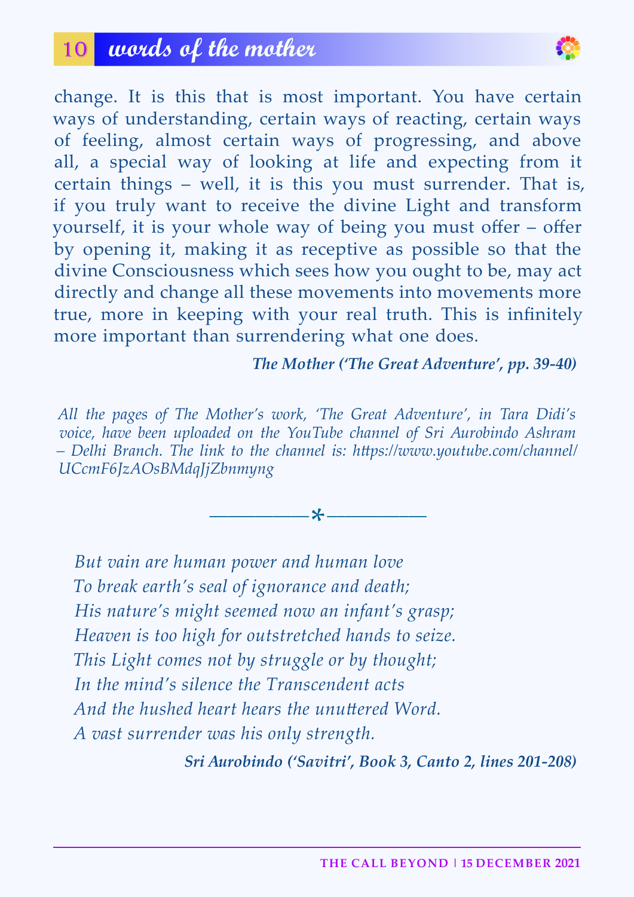change. It is this that is most important. You have certain ways of understanding, certain ways of reacting, certain ways of feeling, almost certain ways of progressing, and above all, a special way of looking at life and expecting from it certain things – well, it is this you must surrender. That is, if you truly want to receive the divine Light and transform yourself, it is your whole way of being you must offer – offer by opening it, making it as receptive as possible so that the divine Consciousness which sees how you ought to be, may act directly and change all these movements into movements more true, more in keeping with your real truth. This is infinitely more important than surrendering what one does.

***The Mother ('The Great Adventure', pp. 39-40)***

*All the pages of The Mother's work, 'The Great Adventure', in Tara Didi's voice, have been uploaded on the YouTube channel of Sri Aurobindo Ashram – Delhi Branch. The link to the channel is: https://www.youtube.com/channel/UCcmF6JzAOsBMdqJjZbnmyng*

———————*———————

*But vain are human power and human love*
*To break earth's seal of ignorance and death;*
*His nature's might seemed now an infant's grasp;*
*Heaven is too high for outstretched hands to seize.*
*This Light comes not by struggle or by thought;*
*In the mind's silence the Transcendent acts*
*And the hushed heart hears the unuttered Word.*
*A vast surrender was his only strength.*

***Sri Aurobindo ('Savitri', Book 3, Canto 2, lines 201-208)***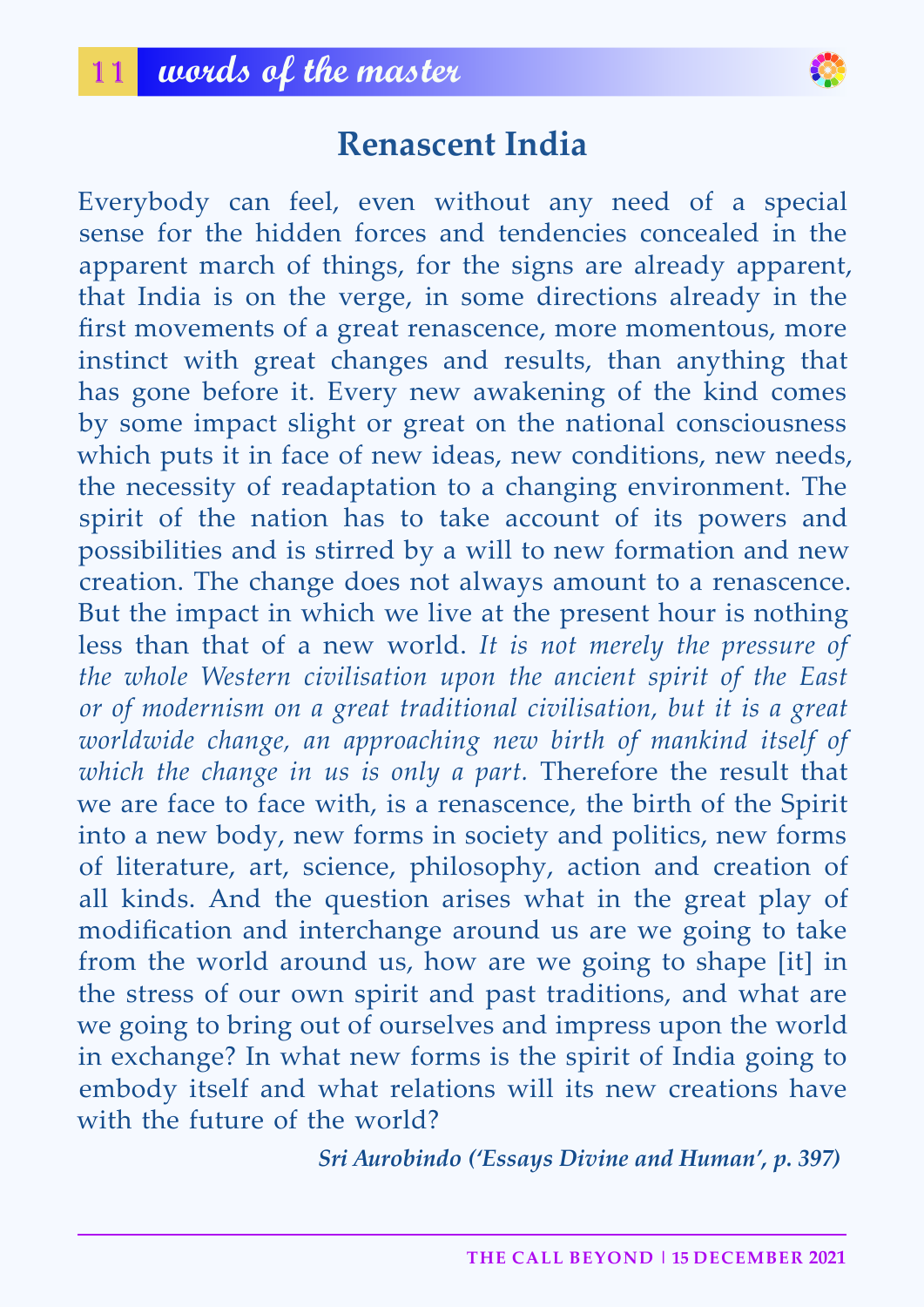## Renascent India

Everybody can feel, even without any need of a special sense for the hidden forces and tendencies concealed in the apparent march of things, for the signs are already apparent, that India is on the verge, in some directions already in the first movements of a great renascence, more momentous, more instinct with great changes and results, than anything that has gone before it. Every new awakening of the kind comes by some impact slight or great on the national consciousness which puts it in face of new ideas, new conditions, new needs, the necessity of readaptation to a changing environment. The spirit of the nation has to take account of its powers and possibilities and is stirred by a will to new formation and new creation. The change does not always amount to a renascence. But the impact in which we live at the present hour is nothing less than that of a new world. *It is not merely the pressure of the whole Western civilisation upon the ancient spirit of the East or of modernism on a great traditional civilisation, but it is a great worldwide change, an approaching new birth of mankind itself of which the change in us is only a part*. Therefore the result that we are face to face with, is a renascence, the birth of the Spirit into a new body, new forms in society and politics, new forms of literature, art, science, philosophy, action and creation of all kinds. And the question arises what in the great play of modification and interchange around us are we going to take from the world around us, how are we going to shape [it] in the stress of our own spirit and past traditions, and what are we going to bring out of ourselves and impress upon the world in exchange? In what new forms is the spirit of India going to embody itself and what relations will its new creations have with the future of the world?

***Sri Aurobindo ('Essays Divine and Human', p. 397)***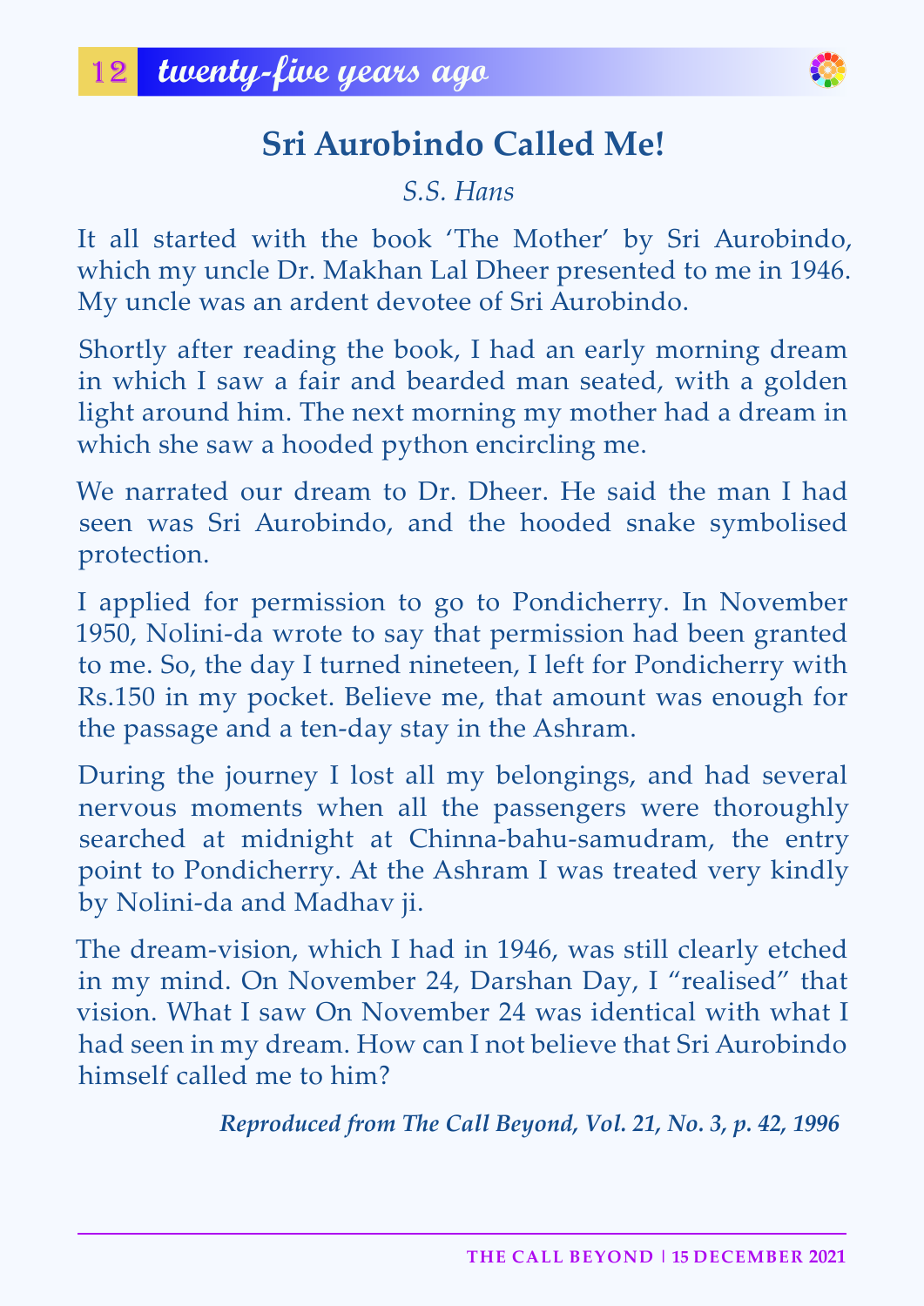## twenty-five years ago

# Sri Aurobindo Called Me!

*S.S. Hans*

It all started with the book 'The Mother' by Sri Aurobindo, which my uncle Dr. Makhan Lal Dheer presented to me in 1946. My uncle was an ardent devotee of Sri Aurobindo.

Shortly after reading the book, I had an early morning dream in which I saw a fair and bearded man seated, with a golden light around him. The next morning my mother had a dream in which she saw a hooded python encircling me.

We narrated our dream to Dr. Dheer. He said the man I had seen was Sri Aurobindo, and the hooded snake symbolised protection.

I applied for permission to go to Pondicherry. In November 1950, Nolini-da wrote to say that permission had been granted to me. So, the day I turned nineteen, I left for Pondicherry with Rs.150 in my pocket. Believe me, that amount was enough for the passage and a ten-day stay in the Ashram.

During the journey I lost all my belongings, and had several nervous moments when all the passengers were thoroughly searched at midnight at Chinna-bahu-samudram, the entry point to Pondicherry. At the Ashram I was treated very kindly by Nolini-da and Madhav ji.

The dream-vision, which I had in 1946, was still clearly etched in my mind. On November 24, Darshan Day, I "realised" that vision. What I saw On November 24 was identical with what I had seen in my dream. How can I not believe that Sri Aurobindo himself called me to him?

***Reproduced from The Call Beyond, Vol. 21, No. 3, p. 42, 1996***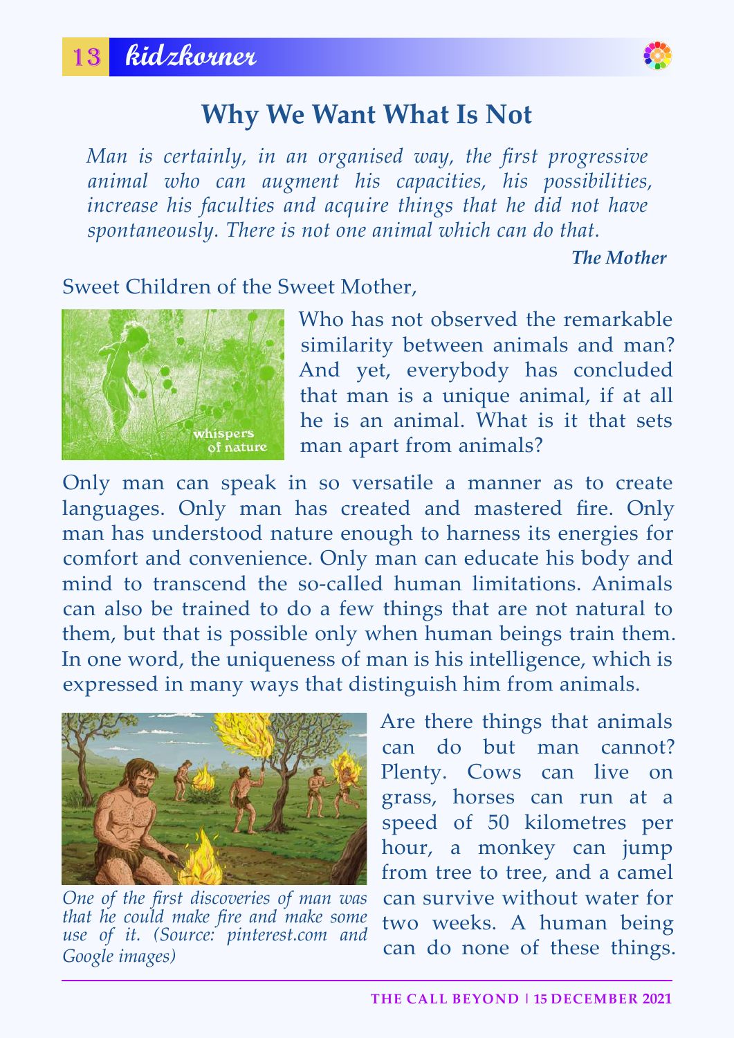# Why We Want What Is Not

*Man is certainly, in an organised way, the first progressive animal who can augment his capacities, his possibilities, increase his faculties and acquire things that he did not have spontaneously. There is not one animal which can do that.*

***The Mother***

Sweet Children of the Sweet Mother,

Who has not observed the remarkable similarity between animals and man? And yet, everybody has concluded that man is a unique animal, if at all he is an animal. What is it that sets man apart from animals?

Only man can speak in so versatile a manner as to create languages. Only man has created and mastered fire. Only man has understood nature enough to harness its energies for comfort and convenience. Only man can educate his body and mind to transcend the so-called human limitations. Animals can also be trained to do a few things that are not natural to them, but that is possible only when human beings train them. In one word, the uniqueness of man is his intelligence, which is expressed in many ways that distinguish him from animals.

*One of the first discoveries of man was that he could make fire and make some use of it. (Source: pinterest.com and Google images)*

Are there things that animals can do but man cannot? Plenty. Cows can live on grass, horses can run at a speed of 50 kilometres per hour, a monkey can jump from tree to tree, and a camel can survive without water for two weeks. A human being can do none of these things.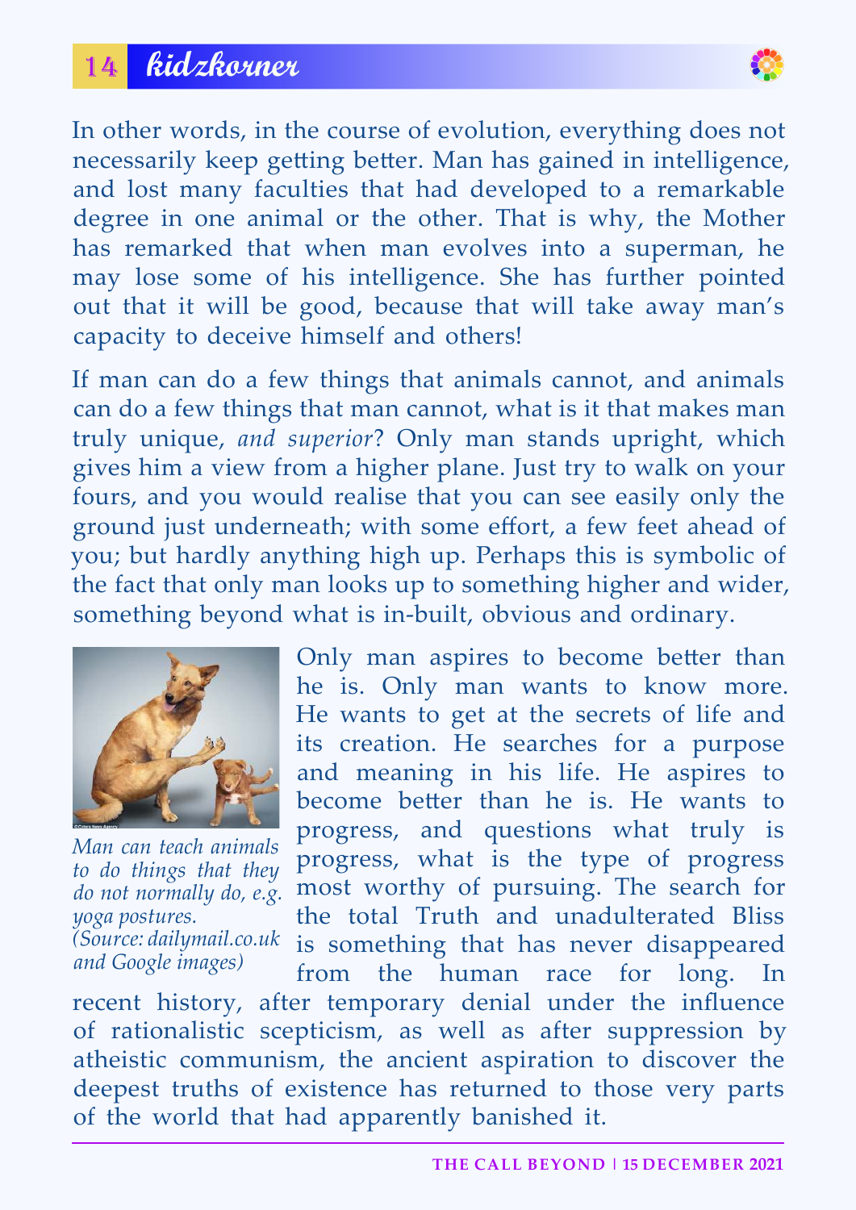In other words, in the course of evolution, everything does not necessarily keep getting better. Man has gained in intelligence, and lost many faculties that had developed to a remarkable degree in one animal or the other. That is why, the Mother has remarked that when man evolves into a superman, he may lose some of his intelligence. She has further pointed out that it will be good, because that will take away man's capacity to deceive himself and others!

If man can do a few things that animals cannot, and animals can do a few things that man cannot, what is it that makes man truly unique, *and superior*? Only man stands upright, which gives him a view from a higher plane. Just try to walk on your fours, and you would realise that you can see easily only the ground just underneath; with some effort, a few feet ahead of you; but hardly anything high up. Perhaps this is symbolic of the fact that only man looks up to something higher and wider, something beyond what is in-built, obvious and ordinary.

*Man can teach animals to do things that they do not normally do, e.g. yoga postures. (Source: dailymail.co.uk and Google images)*

Only man aspires to become better than he is. Only man wants to know more. He wants to get at the secrets of life and its creation. He searches for a purpose and meaning in his life. He aspires to become better than he is. He wants to progress, and questions what truly is progress, what is the type of progress most worthy of pursuing. The search for the total Truth and unadulterated Bliss is something that has never disappeared from the human race for long. In recent history, after temporary denial under the influence of rationalistic scepticism, as well as after suppression by atheistic communism, the ancient aspiration to discover the deepest truths of existence has returned to those very parts of the world that had apparently banished it.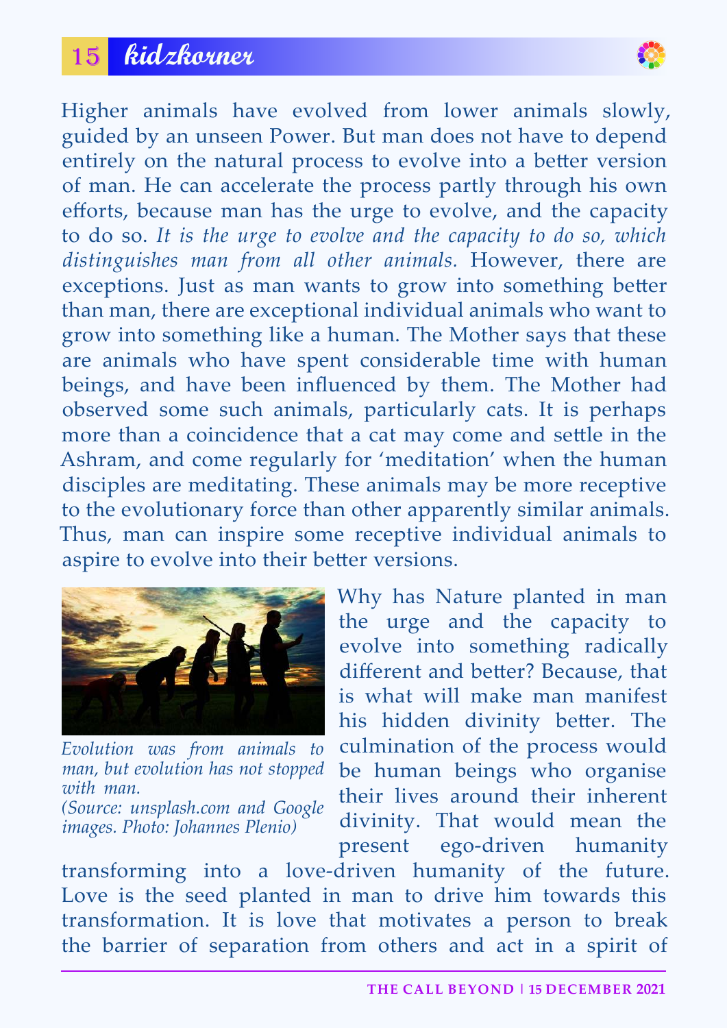Higher animals have evolved from lower animals slowly, guided by an unseen Power. But man does not have to depend entirely on the natural process to evolve into a better version of man. He can accelerate the process partly through his own efforts, because man has the urge to evolve, and the capacity to do so. *It is the urge to evolve and the capacity to do so, which distinguishes man from all other animals.* However, there are exceptions. Just as man wants to grow into something better than man, there are exceptional individual animals who want to grow into something like a human. The Mother says that these are animals who have spent considerable time with human beings, and have been influenced by them. The Mother had observed some such animals, particularly cats. It is perhaps more than a coincidence that a cat may come and settle in the Ashram, and come regularly for 'meditation' when the human disciples are meditating. These animals may be more receptive to the evolutionary force than other apparently similar animals. Thus, man can inspire some receptive individual animals to aspire to evolve into their better versions.

*Evolution was from animals to man, but evolution has not stopped with man.*
*(Source: unsplash.com and Google images. Photo: Johannes Plenio)*

Why has Nature planted in man the urge and the capacity to evolve into something radically different and better? Because, that is what will make man manifest his hidden divinity better. The culmination of the process would be human beings who organise their lives around their inherent divinity. That would mean the present ego-driven humanity transforming into a love-driven humanity of the future. Love is the seed planted in man to drive him towards this transformation. It is love that motivates a person to break the barrier of separation from others and act in a spirit of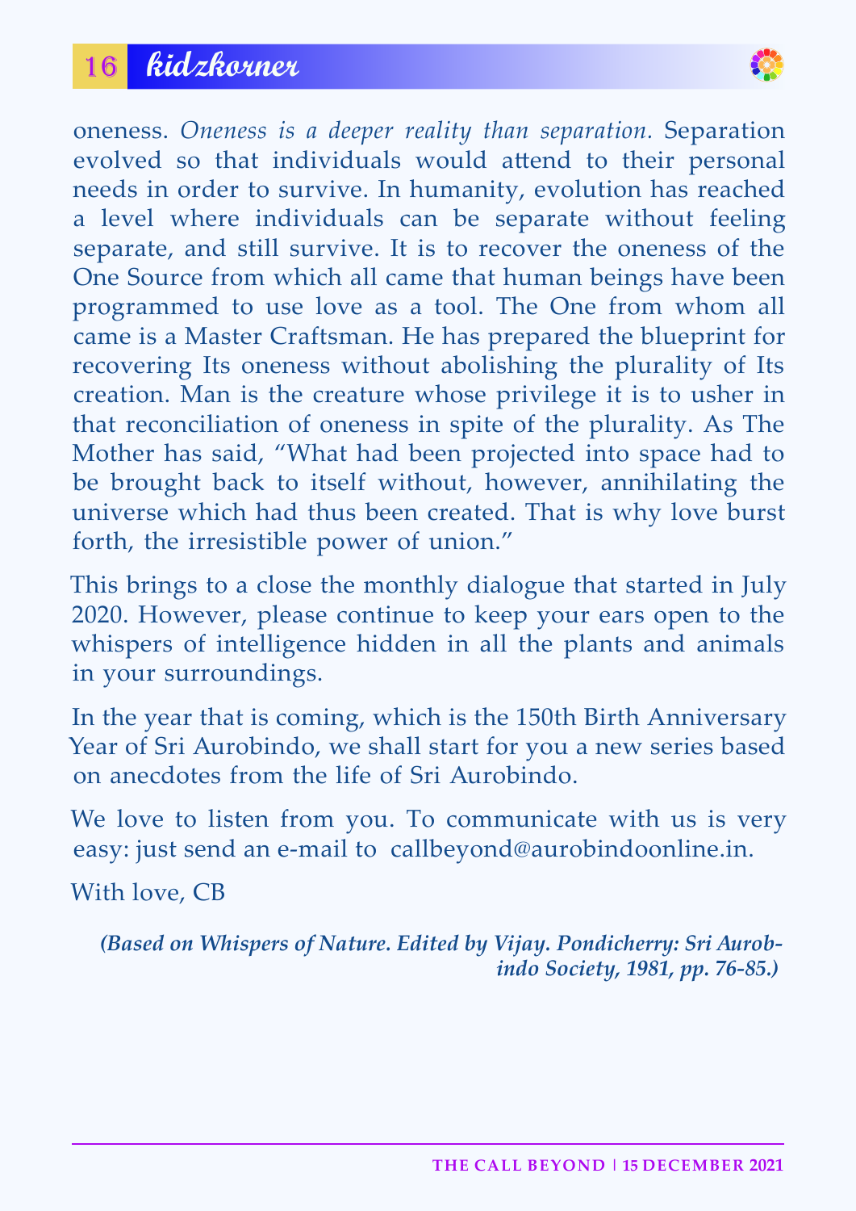oneness. *Oneness is a deeper reality than separation.* Separation evolved so that individuals would attend to their personal needs in order to survive. In humanity, evolution has reached a level where individuals can be separate without feeling separate, and still survive. It is to recover the oneness of the One Source from which all came that human beings have been programmed to use love as a tool. The One from whom all came is a Master Craftsman. He has prepared the blueprint for recovering Its oneness without abolishing the plurality of Its creation. Man is the creature whose privilege it is to usher in that reconciliation of oneness in spite of the plurality. As The Mother has said, "What had been projected into space had to be brought back to itself without, however, annihilating the universe which had thus been created. That is why love burst forth, the irresistible power of union."

This brings to a close the monthly dialogue that started in July 2020. However, please continue to keep your ears open to the whispers of intelligence hidden in all the plants and animals in your surroundings.

In the year that is coming, which is the 150th Birth Anniversary Year of Sri Aurobindo, we shall start for you a new series based on anecdotes from the life of Sri Aurobindo.

We love to listen from you. To communicate with us is very easy: just send an e-mail to callbeyond@aurobindoonline.in.

With love, CB

***(Based on Whispers of Nature. Edited by Vijay. Pondicherry: Sri Aurobindo Society, 1981, pp. 76-85.)***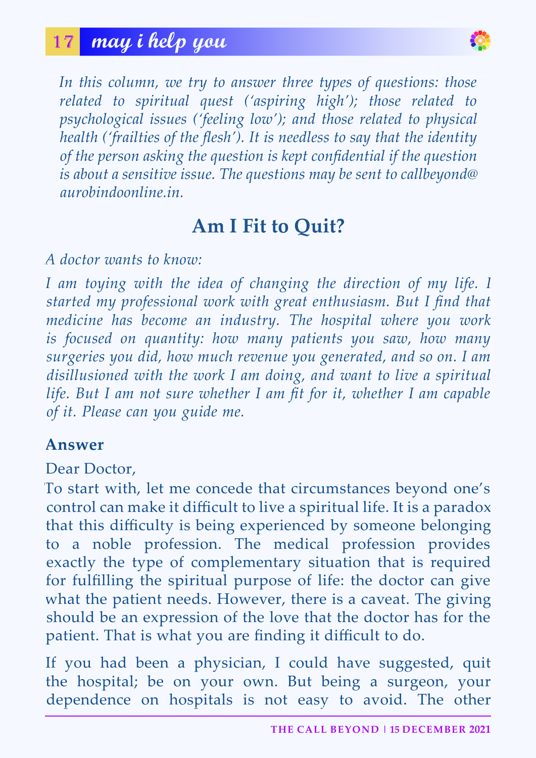## may i help you

*In this column, we try to answer three types of questions: those related to spiritual quest ('aspiring high'); those related to psychological issues ('feeling low'); and those related to physical health ('frailties of the flesh'). It is needless to say that the identity of the person asking the question is kept confidential if the question is about a sensitive issue. The questions may be sent to callbeyond@aurobindoonline.in.*

# Am I Fit to Quit?

*A doctor wants to know:*

*I am toying with the idea of changing the direction of my life. I started my professional work with great enthusiasm. But I find that medicine has become an industry. The hospital where you work is focused on quantity: how many patients you saw, how many surgeries you did, how much revenue you generated, and so on. I am disillusioned with the work I am doing, and want to live a spiritual life. But I am not sure whether I am fit for it, whether I am capable of it. Please can you guide me.*

**Answer**

Dear Doctor,

To start with, let me concede that circumstances beyond one's control can make it difficult to live a spiritual life. It is a paradox that this difficulty is being experienced by someone belonging to a noble profession. The medical profession provides exactly the type of complementary situation that is required for fulfilling the spiritual purpose of life: the doctor can give what the patient needs. However, there is a caveat. The giving should be an expression of the love that the doctor has for the patient. That is what you are finding it difficult to do.

If you had been a physician, I could have suggested, quit the hospital; be on your own. But being a surgeon, your dependence on hospitals is not easy to avoid. The other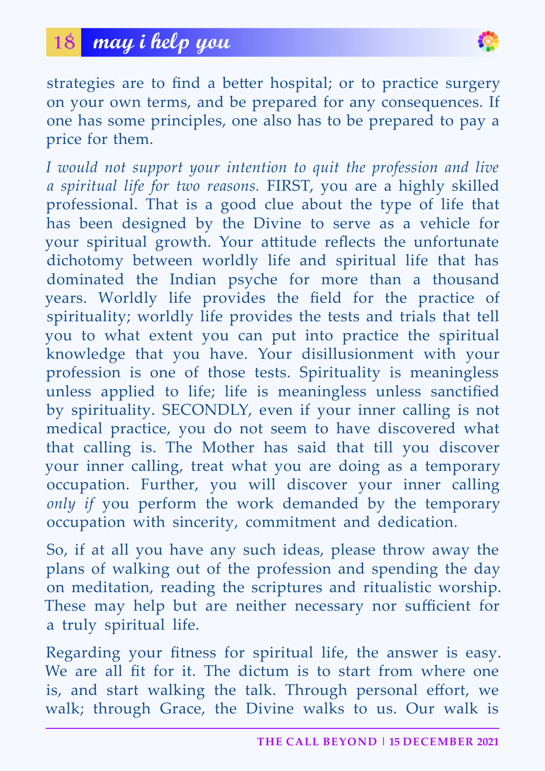strategies are to find a better hospital; or to practice surgery on your own terms, and be prepared for any consequences. If one has some principles, one also has to be prepared to pay a price for them.

*I would not support your intention to quit the profession and live a spiritual life for two reasons.* FIRST, you are a highly skilled professional. That is a good clue about the type of life that has been designed by the Divine to serve as a vehicle for your spiritual growth. Your attitude reflects the unfortunate dichotomy between worldly life and spiritual life that has dominated the Indian psyche for more than a thousand years. Worldly life provides the field for the practice of spirituality; worldly life provides the tests and trials that tell you to what extent you can put into practice the spiritual knowledge that you have. Your disillusionment with your profession is one of those tests. Spirituality is meaningless unless applied to life; life is meaningless unless sanctified by spirituality. SECONDLY, even if your inner calling is not medical practice, you do not seem to have discovered what that calling is. The Mother has said that till you discover your inner calling, treat what you are doing as a temporary occupation. Further, you will discover your inner calling *only if* you perform the work demanded by the temporary occupation with sincerity, commitment and dedication.

So, if at all you have any such ideas, please throw away the plans of walking out of the profession and spending the day on meditation, reading the scriptures and ritualistic worship. These may help but are neither necessary nor sufficient for a truly spiritual life.

Regarding your fitness for spiritual life, the answer is easy. We are all fit for it. The dictum is to start from where one is, and start walking the talk. Through personal effort, we walk; through Grace, the Divine walks to us. Our walk is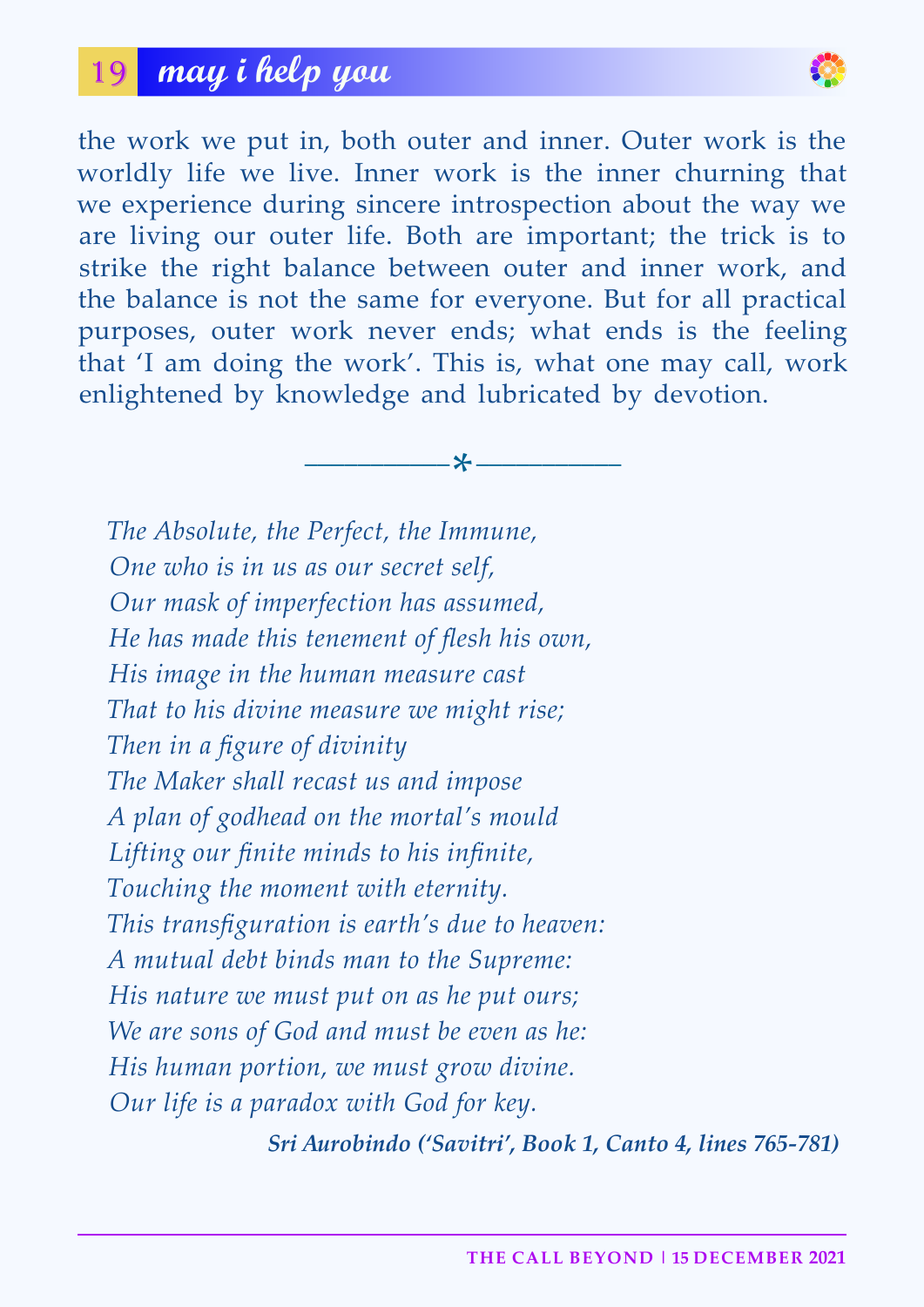the work we put in, both outer and inner. Outer work is the worldly life we live. Inner work is the inner churning that we experience during sincere introspection about the way we are living our outer life. Both are important; the trick is to strike the right balance between outer and inner work, and the balance is not the same for everyone. But for all practical purposes, outer work never ends; what ends is the feeling that 'I am doing the work'. This is, what one may call, work enlightened by knowledge and lubricated by devotion.

———*———

*The Absolute, the Perfect, the Immune,*
*One who is in us as our secret self,*
*Our mask of imperfection has assumed,*
*He has made this tenement of flesh his own,*
*His image in the human measure cast*
*That to his divine measure we might rise;*
*Then in a figure of divinity*
*The Maker shall recast us and impose*
*A plan of godhead on the mortal's mould*
*Lifting our finite minds to his infinite,*
*Touching the moment with eternity.*
*This transfiguration is earth's due to heaven:*
*A mutual debt binds man to the Supreme:*
*His nature we must put on as he put ours;*
*We are sons of God and must be even as he:*
*His human portion, we must grow divine.*
*Our life is a paradox with God for key.*

***Sri Aurobindo ('Savitri', Book 1, Canto 4, lines 765-781)***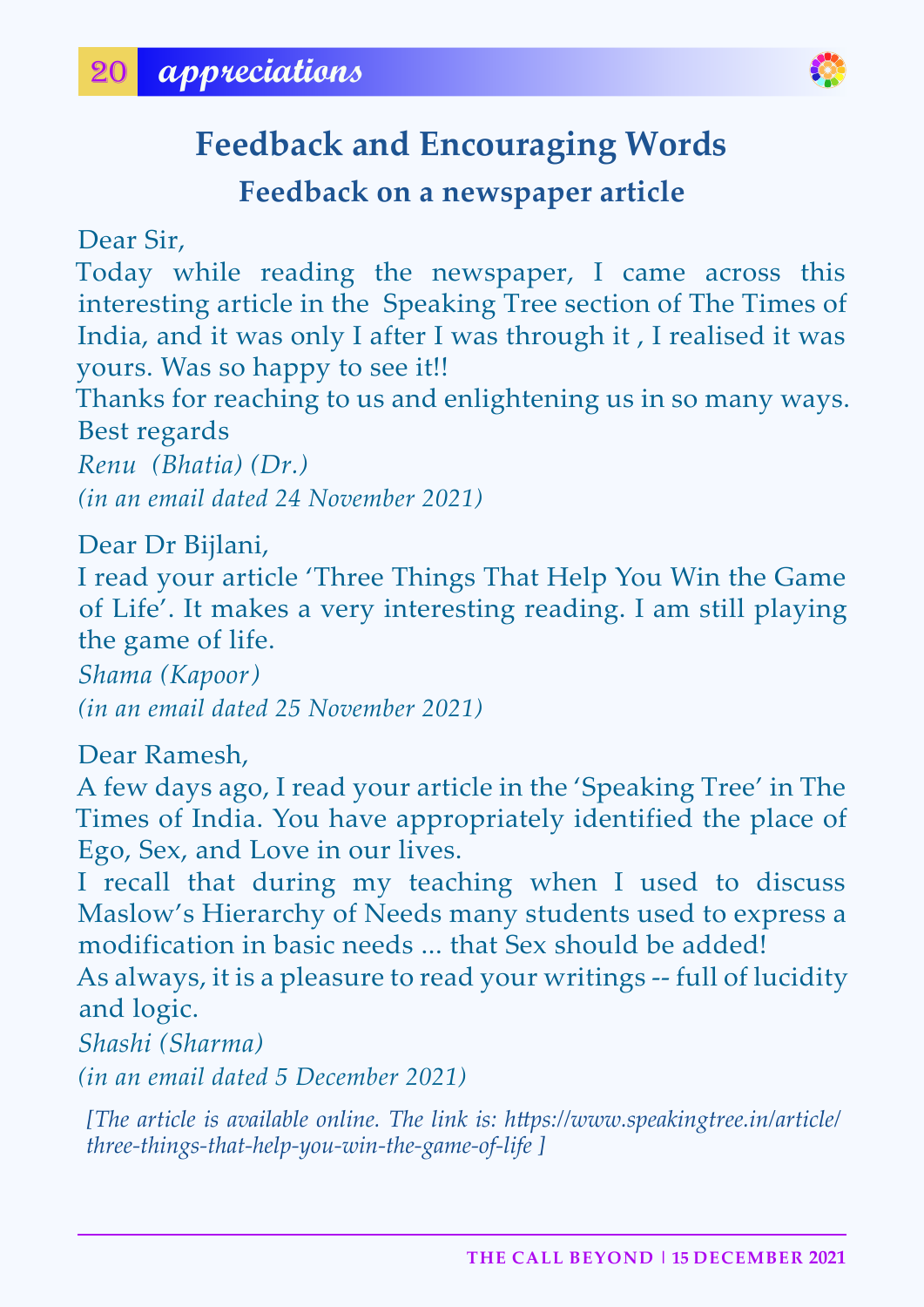## Feedback and Encouraging Words

### Feedback on a newspaper article

Dear Sir,

Today while reading the newspaper, I came across this interesting article in the Speaking Tree section of The Times of India, and it was only I after I was through it , I realised it was yours. Was so happy to see it!!

Thanks for reaching to us and enlightening us in so many ways.

Best regards

*Renu (Bhatia) (Dr.)*

*(in an email dated 24 November 2021)*

Dear Dr Bijlani,

I read your article 'Three Things That Help You Win the Game of Life'. It makes a very interesting reading. I am still playing the game of life.

*Shama (Kapoor)*

*(in an email dated 25 November 2021)*

Dear Ramesh,

A few days ago, I read your article in the 'Speaking Tree' in The Times of India. You have appropriately identified the place of Ego, Sex, and Love in our lives.

I recall that during my teaching when I used to discuss Maslow's Hierarchy of Needs many students used to express a modification in basic needs ... that Sex should be added!

As always, it is a pleasure to read your writings -- full of lucidity and logic.

*Shashi (Sharma)*

*(in an email dated 5 December 2021)*

*[The article is available online. The link is: https://www.speakingtree.in/article/three-things-that-help-you-win-the-game-of-life ]*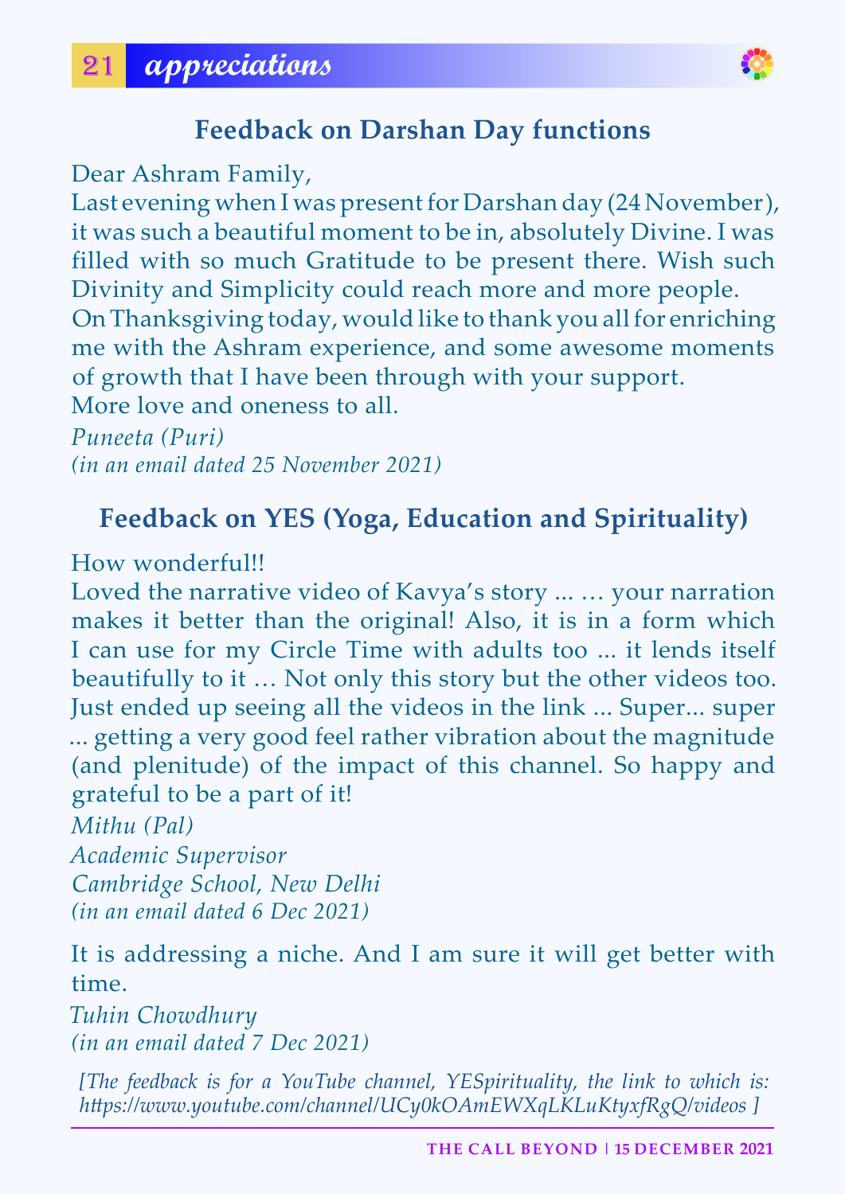# appreciations

## Feedback on Darshan Day functions

Dear Ashram Family,
Last evening when I was present for Darshan day (24 November), it was such a beautiful moment to be in, absolutely Divine. I was filled with so much Gratitude to be present there. Wish such Divinity and Simplicity could reach more and more people.
On Thanksgiving today, would like to thank you all for enriching me with the Ashram experience, and some awesome moments of growth that I have been through with your support.
More love and oneness to all.

*Puneeta (Puri)*
*(in an email dated 25 November 2021)*

## Feedback on YES (Yoga, Education and Spirituality)

How wonderful!!
Loved the narrative video of Kavya's story ... … your narration makes it better than the original! Also, it is in a form which I can use for my Circle Time with adults too ... it lends itself beautifully to it … Not only this story but the other videos too. Just ended up seeing all the videos in the link ... Super... super ... getting a very good feel rather vibration about the magnitude (and plenitude) of the impact of this channel. So happy and grateful to be a part of it!

*Mithu (Pal)*
*Academic Supervisor*
*Cambridge School, New Delhi*
*(in an email dated 6 Dec 2021)*

It is addressing a niche. And I am sure it will get better with time.

*Tuhin Chowdhury*
*(in an email dated 7 Dec 2021)*

*[The feedback is for a YouTube channel, YESpirituality, the link to which is: https://www.youtube.com/channel/UCy0kOAmEWXqLKLuKtyxfRgQ/videos ]*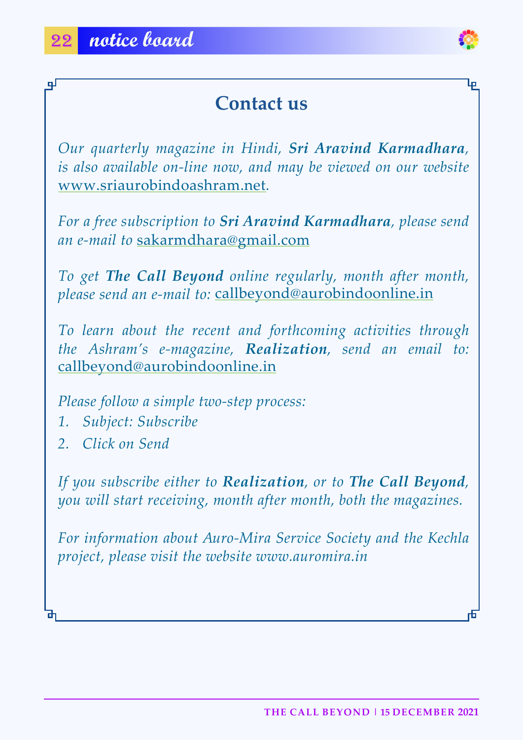## Contact us

*Our quarterly magazine in Hindi, **Sri Aravind Karmadhara**, is also available on-line now, and may be viewed on our website* www.sriaurobindoashram.net.

*For a free subscription to **Sri Aravind Karmadhara**, please send an e-mail to* sakarmdhara@gmail.com

*To get **The Call Beyond** online regularly, month after month, please send an e-mail to:* callbeyond@aurobindoonline.in

*To learn about the recent and forthcoming activities through the Ashram's e-magazine, **Realization**, send an email to:* callbeyond@aurobindoonline.in

*Please follow a simple two-step process:*

1. *Subject: Subscribe*
2. *Click on Send*

*If you subscribe either to **Realization**, or to **The Call Beyond**, you will start receiving, month after month, both the magazines.*

*For information about Auro-Mira Service Society and the Kechla project, please visit the website www.auromira.in*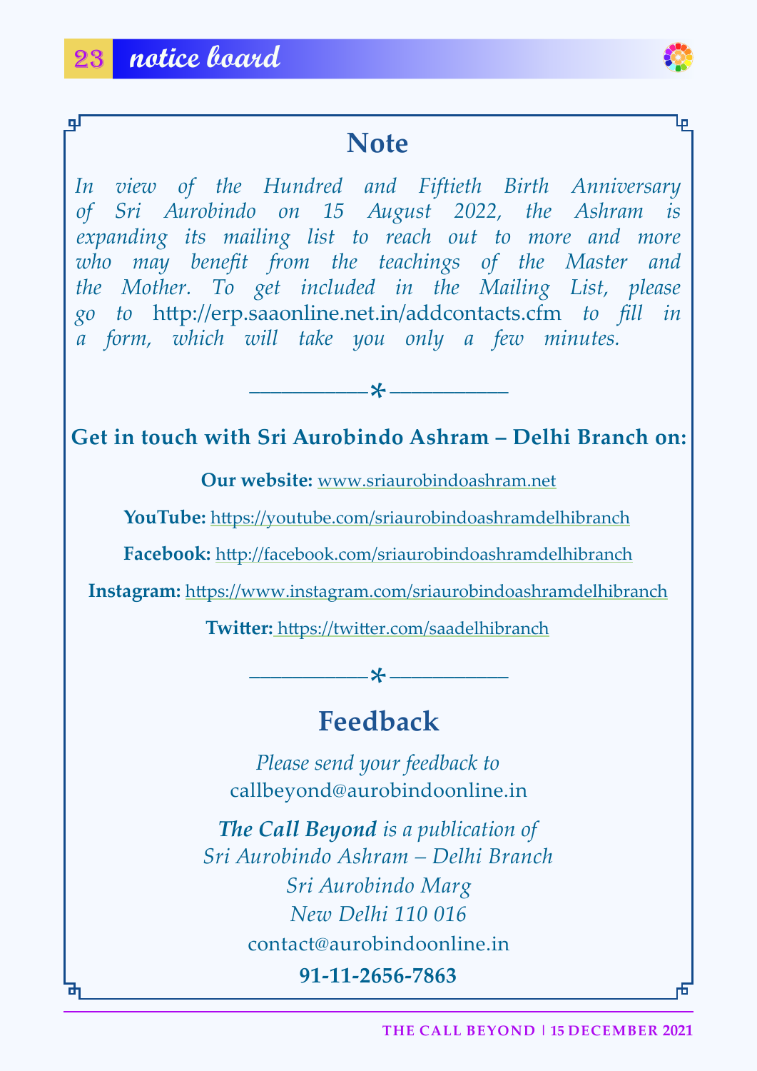## Note

*In view of the Hundred and Fiftieth Birth Anniversary of Sri Aurobindo on 15 August 2022, the Ashram is expanding its mailing list to reach out to more and more who may benefit from the teachings of the Master and the Mother. To get included in the Mailing List, please go to* http://erp.saaonline.net.in/addcontacts.cfm *to fill in a form, which will take you only a few minutes.*

———————*———————

**Get in touch with Sri Aurobindo Ashram – Delhi Branch on:**

**Our website:** www.sriaurobindoashram.net

**YouTube:** https://youtube.com/sriaurobindoashramdelhibranch

**Facebook:** http://facebook.com/sriaurobindoashramdelhibranch

**Instagram:** https://www.instagram.com/sriaurobindoashramdelhibranch

**Twitter:** https://twitter.com/saadelhibranch

———————*———————

## Feedback

*Please send your feedback to*
callbeyond@aurobindoonline.in

***The Call Beyond*** *is a publication of*
*Sri Aurobindo Ashram – Delhi Branch*
*Sri Aurobindo Marg*
*New Delhi 110 016*
contact@aurobindoonline.in

**91-11-2656-7863**